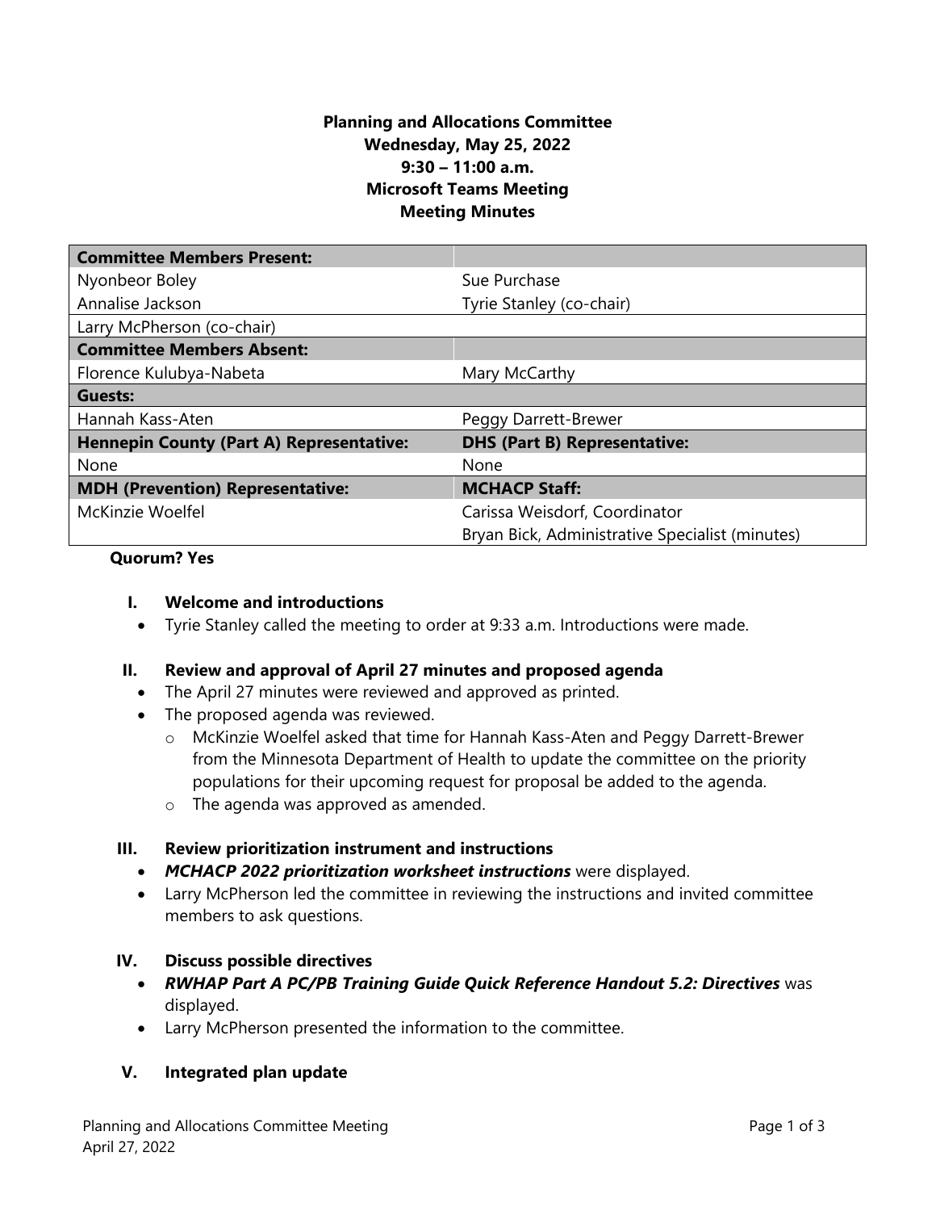**Planning and Allocations Committee**
**Wednesday, May 25, 2022**
**9:30 – 11:00 a.m.**
**Microsoft Teams Meeting**
**Meeting Minutes**

| **Committee Members Present:** | |
|---|---|
| Nyonbeor Boley | Sue Purchase |
| Annalise Jackson | Tyrie Stanley (co-chair) |
| Larry McPherson (co-chair) | |
| **Committee Members Absent:** | |
| Florence Kulubya-Nabeta | Mary McCarthy |
| **Guests:** | |
| Hannah Kass-Aten | Peggy Darrett-Brewer |
| **Hennepin County (Part A) Representative:** | **DHS (Part B) Representative:** |
| None | None |
| **MDH (Prevention) Representative:** | **MCHACP Staff:** |
| McKinzie Woelfel | Carissa Weisdorf, Coordinator |
| | Bryan Bick, Administrative Specialist (minutes) |

**Quorum? Yes**

**I. Welcome and introductions**

- Tyrie Stanley called the meeting to order at 9:33 a.m. Introductions were made.

**II. Review and approval of April 27 minutes and proposed agenda**

- The April 27 minutes were reviewed and approved as printed.
- The proposed agenda was reviewed.
  - McKinzie Woelfel asked that time for Hannah Kass-Aten and Peggy Darrett-Brewer from the Minnesota Department of Health to update the committee on the priority populations for their upcoming request for proposal be added to the agenda.
  - The agenda was approved as amended.

**III. Review prioritization instrument and instructions**

- ***MCHACP 2022 prioritization worksheet instructions*** were displayed.
- Larry McPherson led the committee in reviewing the instructions and invited committee members to ask questions.

**IV. Discuss possible directives**

- ***RWHAP Part A PC/PB Training Guide Quick Reference Handout 5.2: Directives*** was displayed.
- Larry McPherson presented the information to the committee.

**V. Integrated plan update**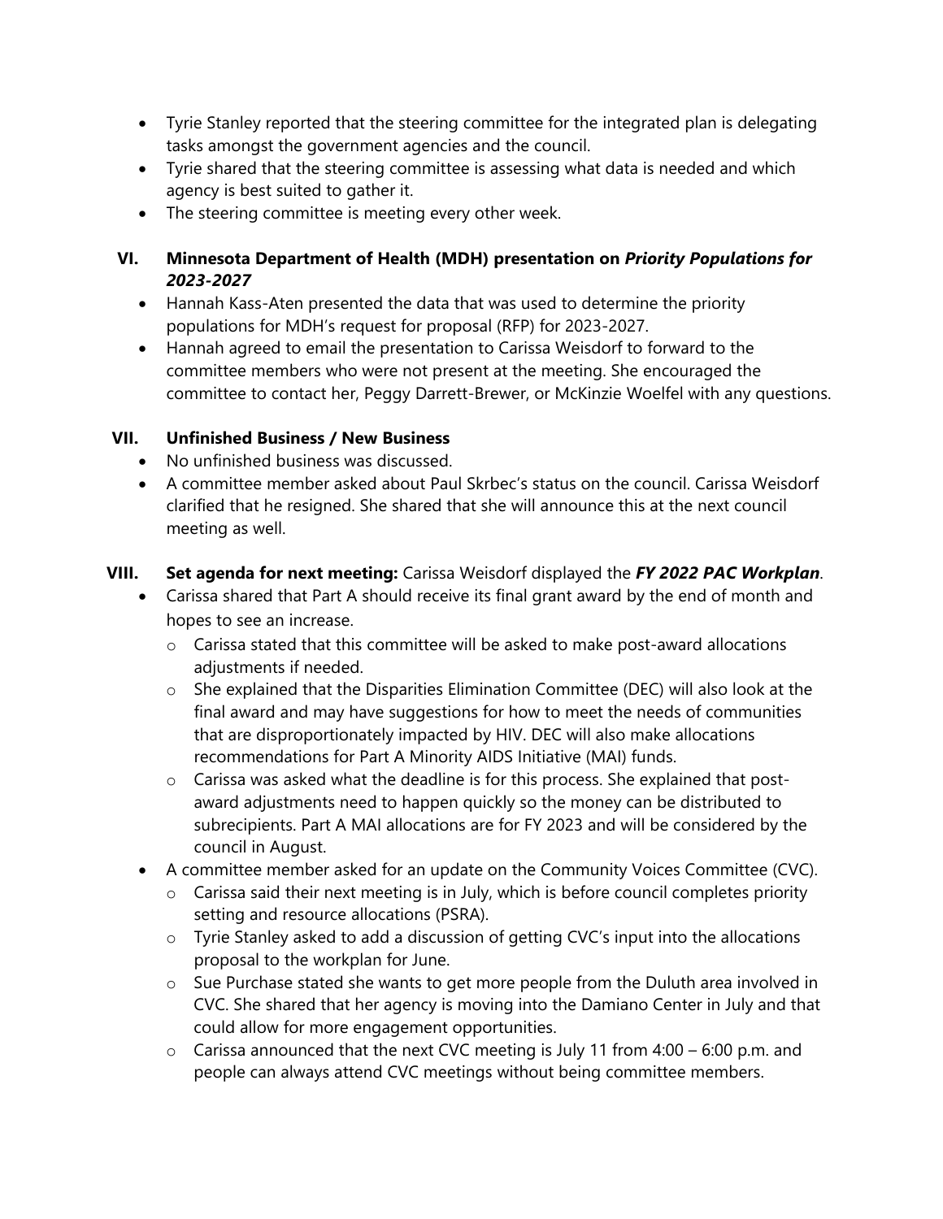- Tyrie Stanley reported that the steering committee for the integrated plan is delegating tasks amongst the government agencies and the council.
- Tyrie shared that the steering committee is assessing what data is needed and which agency is best suited to gather it.
- The steering committee is meeting every other week.

## VI. Minnesota Department of Health (MDH) presentation on *Priority Populations for 2023-2027*

- Hannah Kass-Aten presented the data that was used to determine the priority populations for MDH's request for proposal (RFP) for 2023-2027.
- Hannah agreed to email the presentation to Carissa Weisdorf to forward to the committee members who were not present at the meeting. She encouraged the committee to contact her, Peggy Darrett-Brewer, or McKinzie Woelfel with any questions.

## VII. Unfinished Business / New Business

- No unfinished business was discussed.
- A committee member asked about Paul Skrbec's status on the council. Carissa Weisdorf clarified that he resigned. She shared that she will announce this at the next council meeting as well.

## VIII. Set agenda for next meeting: Carissa Weisdorf displayed the *FY 2022 PAC Workplan*.

- Carissa shared that Part A should receive its final grant award by the end of month and hopes to see an increase.
  - Carissa stated that this committee will be asked to make post-award allocations adjustments if needed.
  - She explained that the Disparities Elimination Committee (DEC) will also look at the final award and may have suggestions for how to meet the needs of communities that are disproportionately impacted by HIV. DEC will also make allocations recommendations for Part A Minority AIDS Initiative (MAI) funds.
  - Carissa was asked what the deadline is for this process. She explained that post-award adjustments need to happen quickly so the money can be distributed to subrecipients. Part A MAI allocations are for FY 2023 and will be considered by the council in August.
- A committee member asked for an update on the Community Voices Committee (CVC).
  - Carissa said their next meeting is in July, which is before council completes priority setting and resource allocations (PSRA).
  - Tyrie Stanley asked to add a discussion of getting CVC's input into the allocations proposal to the workplan for June.
  - Sue Purchase stated she wants to get more people from the Duluth area involved in CVC. She shared that her agency is moving into the Damiano Center in July and that could allow for more engagement opportunities.
  - Carissa announced that the next CVC meeting is July 11 from 4:00 – 6:00 p.m. and people can always attend CVC meetings without being committee members.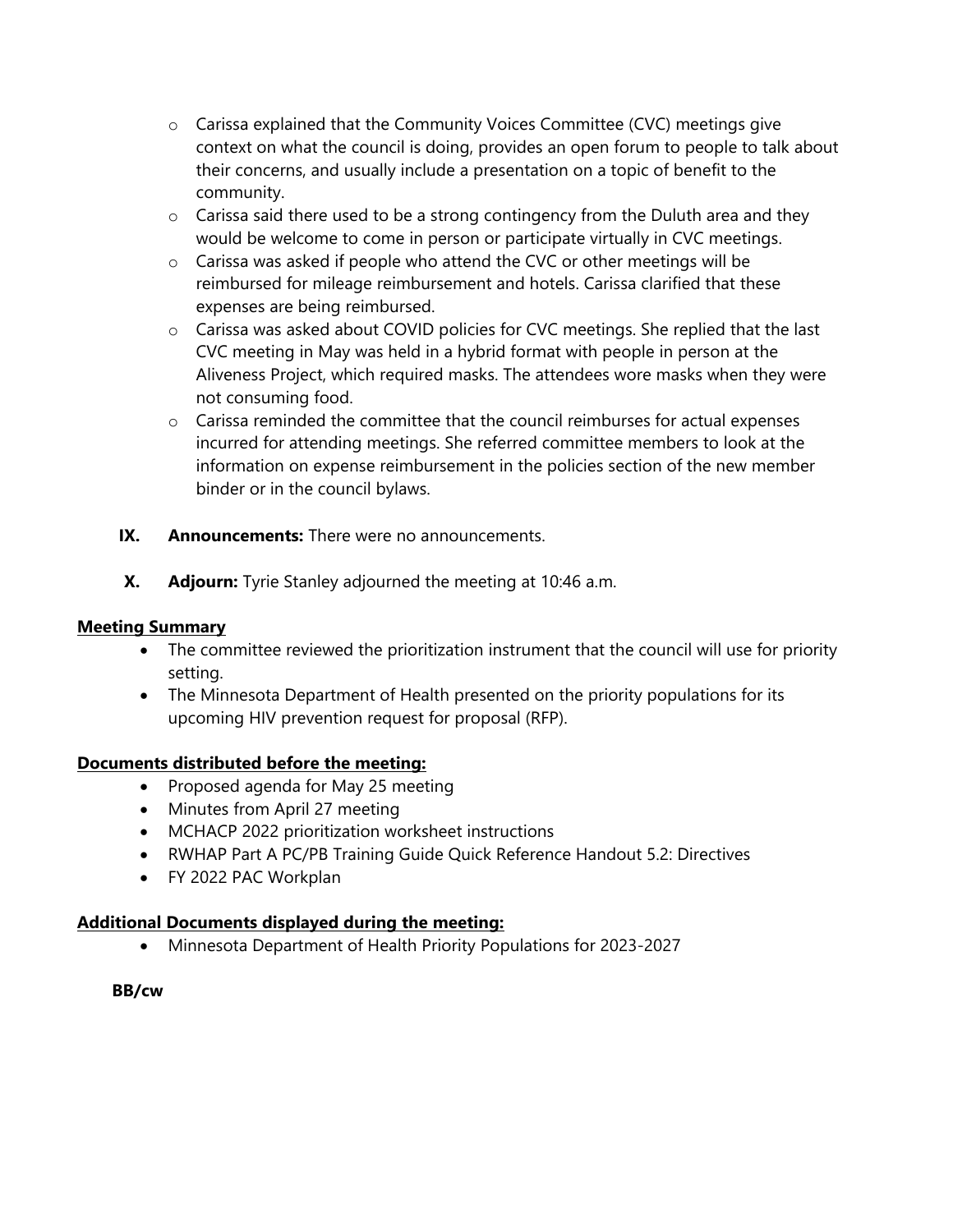- Carissa explained that the Community Voices Committee (CVC) meetings give context on what the council is doing, provides an open forum to people to talk about their concerns, and usually include a presentation on a topic of benefit to the community.
- Carissa said there used to be a strong contingency from the Duluth area and they would be welcome to come in person or participate virtually in CVC meetings.
- Carissa was asked if people who attend the CVC or other meetings will be reimbursed for mileage reimbursement and hotels. Carissa clarified that these expenses are being reimbursed.
- Carissa was asked about COVID policies for CVC meetings. She replied that the last CVC meeting in May was held in a hybrid format with people in person at the Aliveness Project, which required masks. The attendees wore masks when they were not consuming food.
- Carissa reminded the committee that the council reimburses for actual expenses incurred for attending meetings. She referred committee members to look at the information on expense reimbursement in the policies section of the new member binder or in the council bylaws.

**IX. Announcements:** There were no announcements.

**X. Adjourn:** Tyrie Stanley adjourned the meeting at 10:46 a.m.

**Meeting Summary**

- The committee reviewed the prioritization instrument that the council will use for priority setting.
- The Minnesota Department of Health presented on the priority populations for its upcoming HIV prevention request for proposal (RFP).

**Documents distributed before the meeting:**

- Proposed agenda for May 25 meeting
- Minutes from April 27 meeting
- MCHACP 2022 prioritization worksheet instructions
- RWHAP Part A PC/PB Training Guide Quick Reference Handout 5.2: Directives
- FY 2022 PAC Workplan

**Additional Documents displayed during the meeting:**

- Minnesota Department of Health Priority Populations for 2023-2027

**BB/cw**